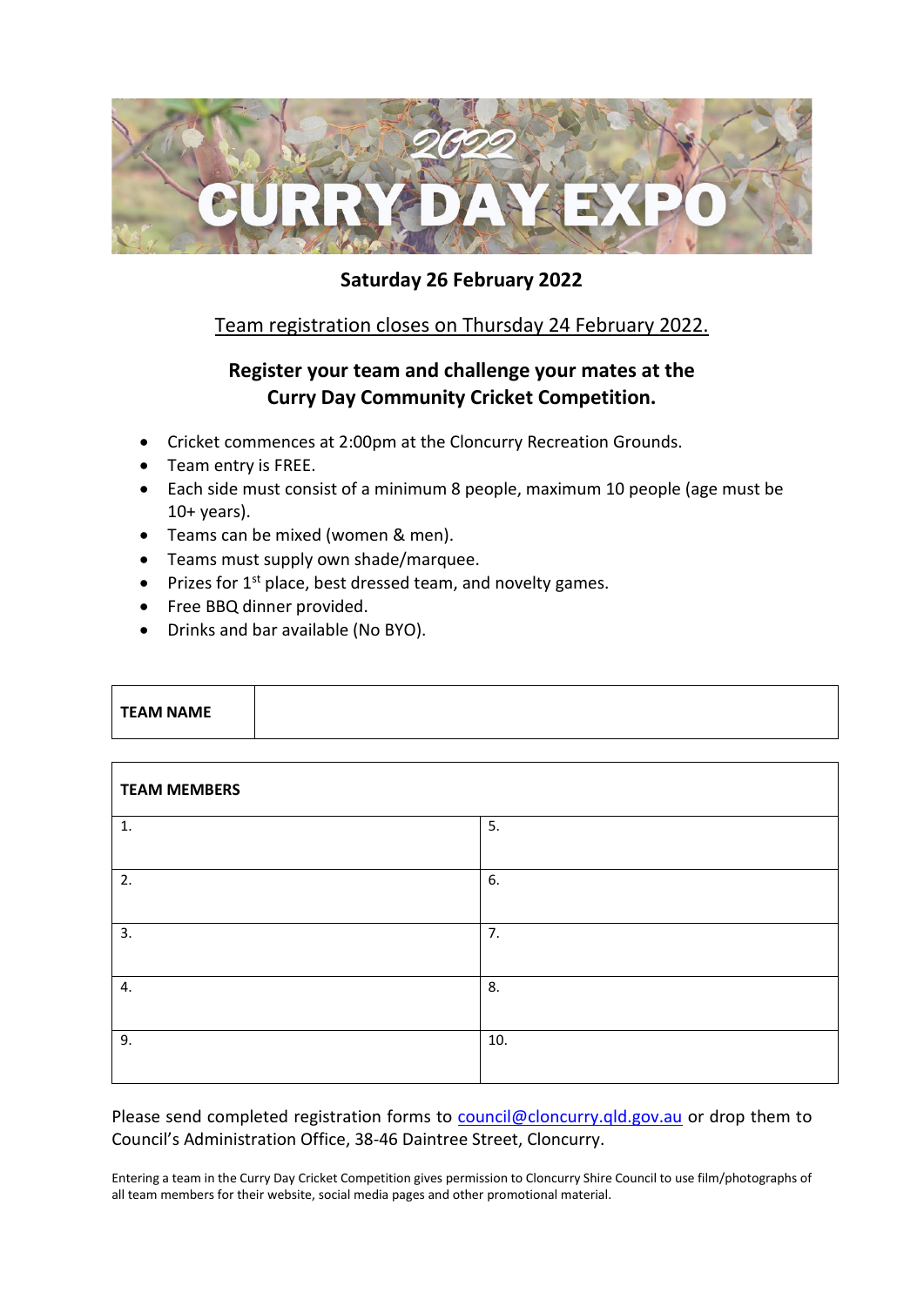# 2022 CURRY DAY EXPO

**Saturday 26 February 2022**

Team registration closes on Thursday 24 February 2022.

## Register your team and challenge your mates at the Curry Day Community Cricket Competition.

- Cricket commences at 2:00pm at the Cloncurry Recreation Grounds.
- Team entry is FREE.
- Each side must consist of a minimum 8 people, maximum 10 people (age must be 10+ years).
- Teams can be mixed (women & men).
- Teams must supply own shade/marquee.
- Prizes for 1st place, best dressed team, and novelty games.
- Free BBQ dinner provided.
- Drinks and bar available (No BYO).

| **TEAM NAME** | |
|---|---|

| **TEAM MEMBERS** | |
|---|---|
| 1. | 5. |
| 2. | 6. |
| 3. | 7. |
| 4. | 8. |
| 9. | 10. |

Please send completed registration forms to council@cloncurry.qld.gov.au or drop them to Council's Administration Office, 38-46 Daintree Street, Cloncurry.

Entering a team in the Curry Day Cricket Competition gives permission to Cloncurry Shire Council to use film/photographs of all team members for their website, social media pages and other promotional material.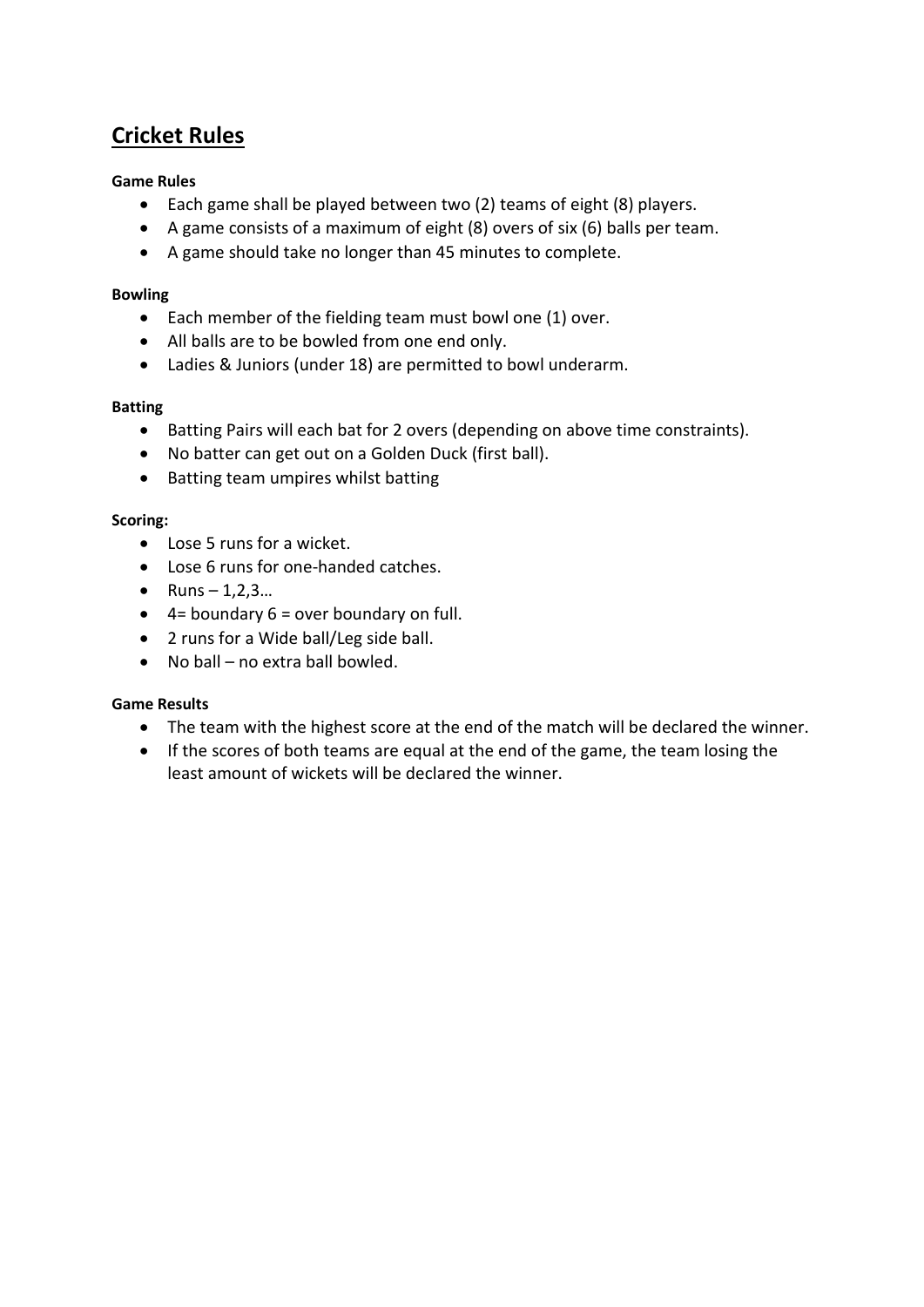## Cricket Rules

**Game Rules**

- Each game shall be played between two (2) teams of eight (8) players.
- A game consists of a maximum of eight (8) overs of six (6) balls per team.
- A game should take no longer than 45 minutes to complete.

**Bowling**

- Each member of the fielding team must bowl one (1) over.
- All balls are to be bowled from one end only.
- Ladies & Juniors (under 18) are permitted to bowl underarm.

**Batting**

- Batting Pairs will each bat for 2 overs (depending on above time constraints).
- No batter can get out on a Golden Duck (first ball).
- Batting team umpires whilst batting

**Scoring:**

- Lose 5 runs for a wicket.
- Lose 6 runs for one-handed catches.
- Runs – 1,2,3…
- 4= boundary 6 = over boundary on full.
- 2 runs for a Wide ball/Leg side ball.
- No ball – no extra ball bowled.

**Game Results**

- The team with the highest score at the end of the match will be declared the winner.
- If the scores of both teams are equal at the end of the game, the team losing the least amount of wickets will be declared the winner.